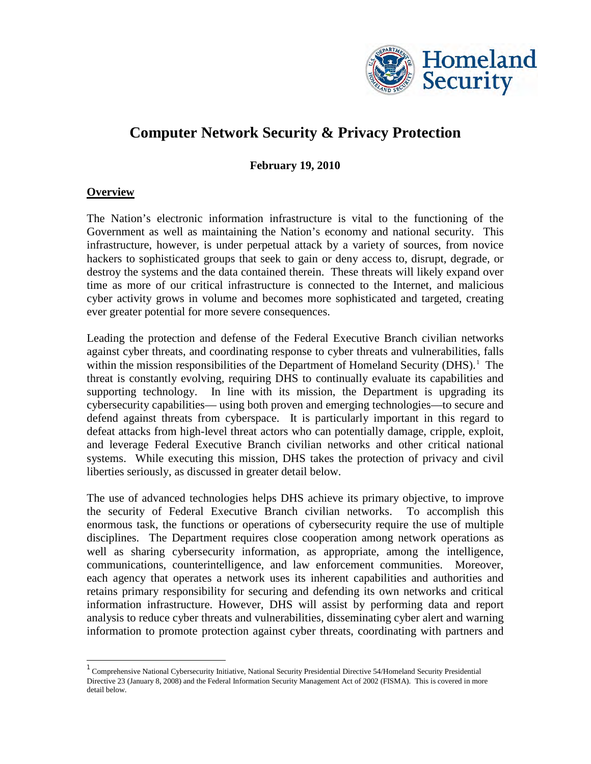# Computer Network Security & Privacy Protection

**February 19, 2010**

## Overview

The Nation's electronic information infrastructure is vital to the functioning of the Government as well as maintaining the Nation's economy and national security. This infrastructure, however, is under perpetual attack by a variety of sources, from novice hackers to sophisticated groups that seek to gain or deny access to, disrupt, degrade, or destroy the systems and the data contained therein. These threats will likely expand over time as more of our critical infrastructure is connected to the Internet, and malicious cyber activity grows in volume and becomes more sophisticated and targeted, creating ever greater potential for more severe consequences.

Leading the protection and defense of the Federal Executive Branch civilian networks against cyber threats, and coordinating response to cyber threats and vulnerabilities, falls within the mission responsibilities of the Department of Homeland Security (DHS).[1] The threat is constantly evolving, requiring DHS to continually evaluate its capabilities and supporting technology. In line with its mission, the Department is upgrading its cybersecurity capabilities— using both proven and emerging technologies—to secure and defend against threats from cyberspace. It is particularly important in this regard to defeat attacks from high-level threat actors who can potentially damage, cripple, exploit, and leverage Federal Executive Branch civilian networks and other critical national systems. While executing this mission, DHS takes the protection of privacy and civil liberties seriously, as discussed in greater detail below.

The use of advanced technologies helps DHS achieve its primary objective, to improve the security of Federal Executive Branch civilian networks. To accomplish this enormous task, the functions or operations of cybersecurity require the use of multiple disciplines. The Department requires close cooperation among network operations as well as sharing cybersecurity information, as appropriate, among the intelligence, communications, counterintelligence, and law enforcement communities. Moreover, each agency that operates a network uses its inherent capabilities and authorities and retains primary responsibility for securing and defending its own networks and critical information infrastructure. However, DHS will assist by performing data and report analysis to reduce cyber threats and vulnerabilities, disseminating cyber alert and warning information to promote protection against cyber threats, coordinating with partners and

[1] Comprehensive National Cybersecurity Initiative, National Security Presidential Directive 54/Homeland Security Presidential Directive 23 (January 8, 2008) and the Federal Information Security Management Act of 2002 (FISMA). This is covered in more detail below.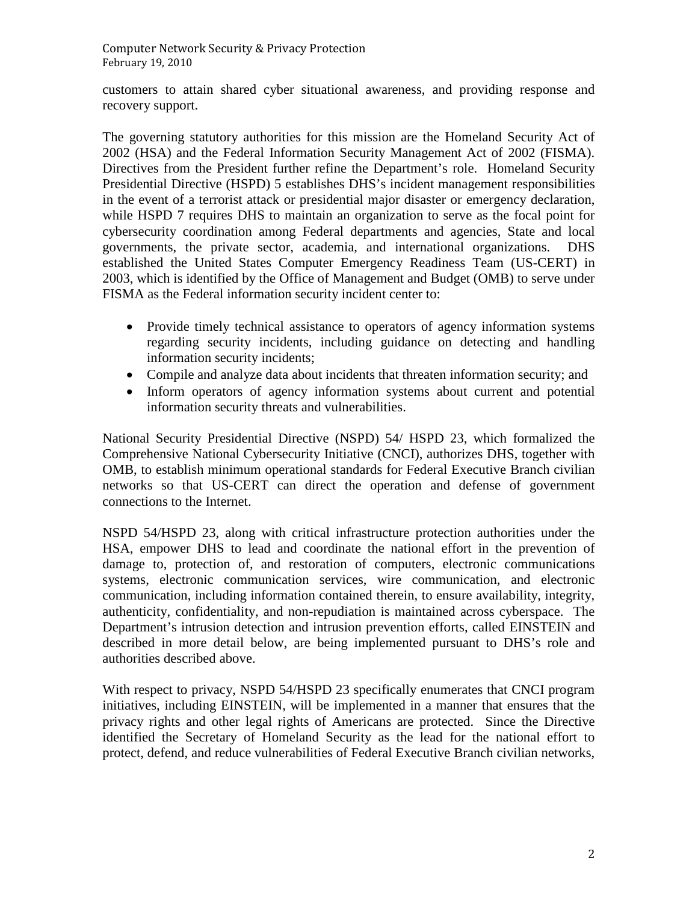customers to attain shared cyber situational awareness, and providing response and recovery support.

The governing statutory authorities for this mission are the Homeland Security Act of 2002 (HSA) and the Federal Information Security Management Act of 2002 (FISMA). Directives from the President further refine the Department's role. Homeland Security Presidential Directive (HSPD) 5 establishes DHS's incident management responsibilities in the event of a terrorist attack or presidential major disaster or emergency declaration, while HSPD 7 requires DHS to maintain an organization to serve as the focal point for cybersecurity coordination among Federal departments and agencies, State and local governments, the private sector, academia, and international organizations. DHS established the United States Computer Emergency Readiness Team (US-CERT) in 2003, which is identified by the Office of Management and Budget (OMB) to serve under FISMA as the Federal information security incident center to:

- Provide timely technical assistance to operators of agency information systems regarding security incidents, including guidance on detecting and handling information security incidents;
- Compile and analyze data about incidents that threaten information security; and
- Inform operators of agency information systems about current and potential information security threats and vulnerabilities.

National Security Presidential Directive (NSPD) 54/ HSPD 23, which formalized the Comprehensive National Cybersecurity Initiative (CNCI), authorizes DHS, together with OMB, to establish minimum operational standards for Federal Executive Branch civilian networks so that US-CERT can direct the operation and defense of government connections to the Internet.

NSPD 54/HSPD 23, along with critical infrastructure protection authorities under the HSA, empower DHS to lead and coordinate the national effort in the prevention of damage to, protection of, and restoration of computers, electronic communications systems, electronic communication services, wire communication, and electronic communication, including information contained therein, to ensure availability, integrity, authenticity, confidentiality, and non-repudiation is maintained across cyberspace. The Department's intrusion detection and intrusion prevention efforts, called EINSTEIN and described in more detail below, are being implemented pursuant to DHS's role and authorities described above.

With respect to privacy, NSPD 54/HSPD 23 specifically enumerates that CNCI program initiatives, including EINSTEIN, will be implemented in a manner that ensures that the privacy rights and other legal rights of Americans are protected. Since the Directive identified the Secretary of Homeland Security as the lead for the national effort to protect, defend, and reduce vulnerabilities of Federal Executive Branch civilian networks,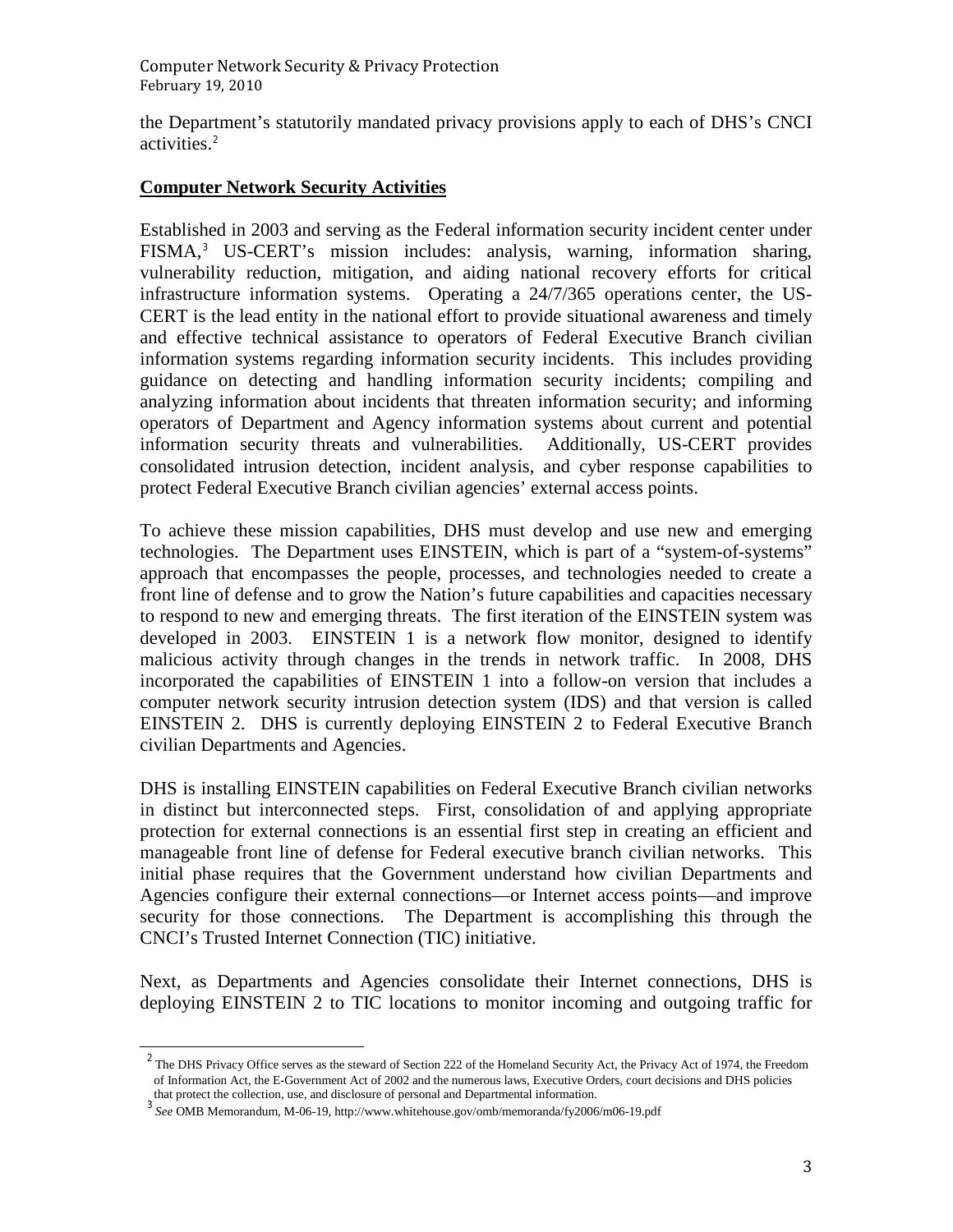the Department's statutorily mandated privacy provisions apply to each of DHS's CNCI activities.[2]

## Computer Network Security Activities

Established in 2003 and serving as the Federal information security incident center under FISMA,[3] US-CERT's mission includes: analysis, warning, information sharing, vulnerability reduction, mitigation, and aiding national recovery efforts for critical infrastructure information systems. Operating a 24/7/365 operations center, the US-CERT is the lead entity in the national effort to provide situational awareness and timely and effective technical assistance to operators of Federal Executive Branch civilian information systems regarding information security incidents. This includes providing guidance on detecting and handling information security incidents; compiling and analyzing information about incidents that threaten information security; and informing operators of Department and Agency information systems about current and potential information security threats and vulnerabilities. Additionally, US-CERT provides consolidated intrusion detection, incident analysis, and cyber response capabilities to protect Federal Executive Branch civilian agencies' external access points.

To achieve these mission capabilities, DHS must develop and use new and emerging technologies. The Department uses EINSTEIN, which is part of a "system-of-systems" approach that encompasses the people, processes, and technologies needed to create a front line of defense and to grow the Nation's future capabilities and capacities necessary to respond to new and emerging threats. The first iteration of the EINSTEIN system was developed in 2003. EINSTEIN 1 is a network flow monitor, designed to identify malicious activity through changes in the trends in network traffic. In 2008, DHS incorporated the capabilities of EINSTEIN 1 into a follow-on version that includes a computer network security intrusion detection system (IDS) and that version is called EINSTEIN 2. DHS is currently deploying EINSTEIN 2 to Federal Executive Branch civilian Departments and Agencies.

DHS is installing EINSTEIN capabilities on Federal Executive Branch civilian networks in distinct but interconnected steps. First, consolidation of and applying appropriate protection for external connections is an essential first step in creating an efficient and manageable front line of defense for Federal executive branch civilian networks. This initial phase requires that the Government understand how civilian Departments and Agencies configure their external connections—or Internet access points—and improve security for those connections. The Department is accomplishing this through the CNCI's Trusted Internet Connection (TIC) initiative.

Next, as Departments and Agencies consolidate their Internet connections, DHS is deploying EINSTEIN 2 to TIC locations to monitor incoming and outgoing traffic for

---

[2] The DHS Privacy Office serves as the steward of Section 222 of the Homeland Security Act, the Privacy Act of 1974, the Freedom of Information Act, the E-Government Act of 2002 and the numerous laws, Executive Orders, court decisions and DHS policies that protect the collection, use, and disclosure of personal and Departmental information.

[3] *See* OMB Memorandum, M-06-19, http://www.whitehouse.gov/omb/memoranda/fy2006/m06-19.pdf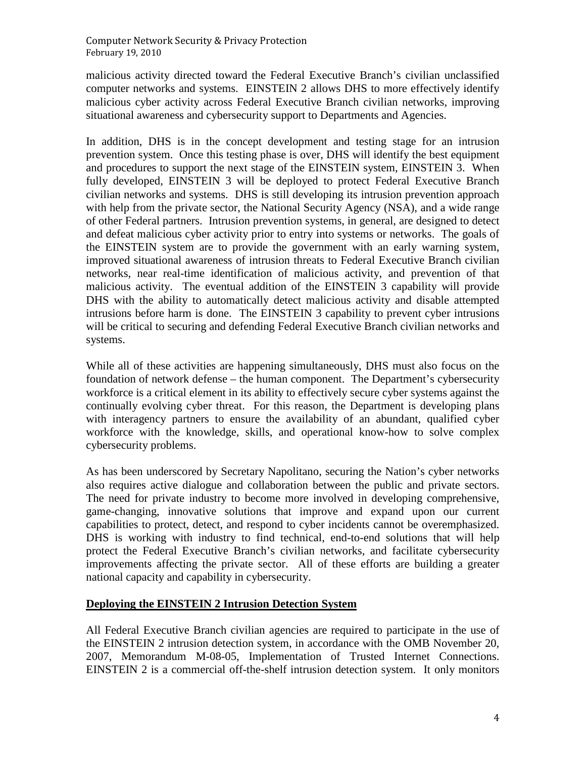malicious activity directed toward the Federal Executive Branch's civilian unclassified computer networks and systems. EINSTEIN 2 allows DHS to more effectively identify malicious cyber activity across Federal Executive Branch civilian networks, improving situational awareness and cybersecurity support to Departments and Agencies.

In addition, DHS is in the concept development and testing stage for an intrusion prevention system. Once this testing phase is over, DHS will identify the best equipment and procedures to support the next stage of the EINSTEIN system, EINSTEIN 3. When fully developed, EINSTEIN 3 will be deployed to protect Federal Executive Branch civilian networks and systems. DHS is still developing its intrusion prevention approach with help from the private sector, the National Security Agency (NSA), and a wide range of other Federal partners. Intrusion prevention systems, in general, are designed to detect and defeat malicious cyber activity prior to entry into systems or networks. The goals of the EINSTEIN system are to provide the government with an early warning system, improved situational awareness of intrusion threats to Federal Executive Branch civilian networks, near real-time identification of malicious activity, and prevention of that malicious activity. The eventual addition of the EINSTEIN 3 capability will provide DHS with the ability to automatically detect malicious activity and disable attempted intrusions before harm is done. The EINSTEIN 3 capability to prevent cyber intrusions will be critical to securing and defending Federal Executive Branch civilian networks and systems.

While all of these activities are happening simultaneously, DHS must also focus on the foundation of network defense – the human component. The Department's cybersecurity workforce is a critical element in its ability to effectively secure cyber systems against the continually evolving cyber threat. For this reason, the Department is developing plans with interagency partners to ensure the availability of an abundant, qualified cyber workforce with the knowledge, skills, and operational know-how to solve complex cybersecurity problems.

As has been underscored by Secretary Napolitano, securing the Nation's cyber networks also requires active dialogue and collaboration between the public and private sectors. The need for private industry to become more involved in developing comprehensive, game-changing, innovative solutions that improve and expand upon our current capabilities to protect, detect, and respond to cyber incidents cannot be overemphasized. DHS is working with industry to find technical, end-to-end solutions that will help protect the Federal Executive Branch's civilian networks, and facilitate cybersecurity improvements affecting the private sector. All of these efforts are building a greater national capacity and capability in cybersecurity.

## Deploying the EINSTEIN 2 Intrusion Detection System

All Federal Executive Branch civilian agencies are required to participate in the use of the EINSTEIN 2 intrusion detection system, in accordance with the OMB November 20, 2007, Memorandum M-08-05, Implementation of Trusted Internet Connections. EINSTEIN 2 is a commercial off-the-shelf intrusion detection system. It only monitors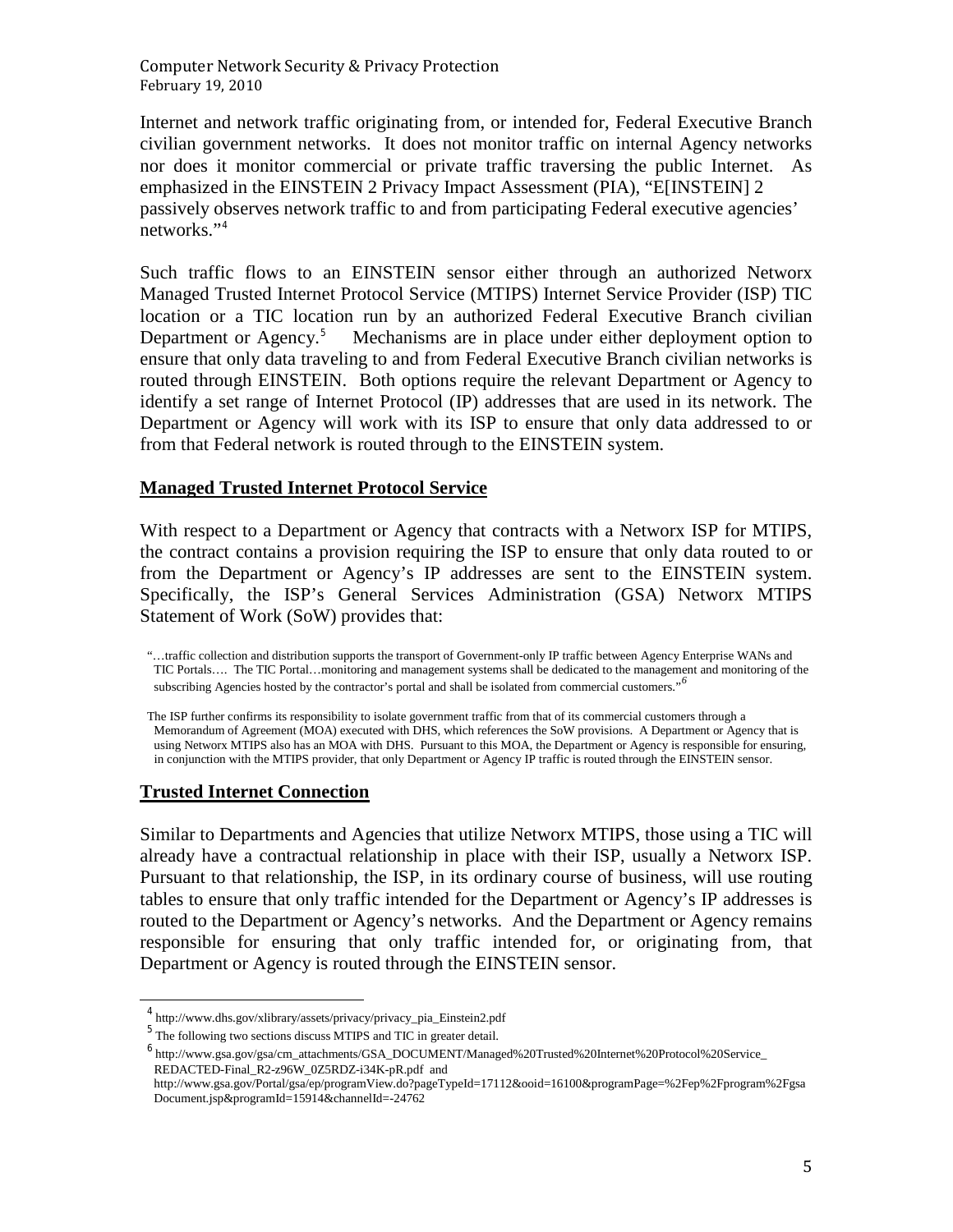Internet and network traffic originating from, or intended for, Federal Executive Branch civilian government networks. It does not monitor traffic on internal Agency networks nor does it monitor commercial or private traffic traversing the public Internet. As emphasized in the EINSTEIN 2 Privacy Impact Assessment (PIA), "E[INSTEIN] 2 passively observes network traffic to and from participating Federal executive agencies' networks."[4]

Such traffic flows to an EINSTEIN sensor either through an authorized Networx Managed Trusted Internet Protocol Service (MTIPS) Internet Service Provider (ISP) TIC location or a TIC location run by an authorized Federal Executive Branch civilian Department or Agency.[5] Mechanisms are in place under either deployment option to ensure that only data traveling to and from Federal Executive Branch civilian networks is routed through EINSTEIN. Both options require the relevant Department or Agency to identify a set range of Internet Protocol (IP) addresses that are used in its network. The Department or Agency will work with its ISP to ensure that only data addressed to or from that Federal network is routed through to the EINSTEIN system.

## Managed Trusted Internet Protocol Service

With respect to a Department or Agency that contracts with a Networx ISP for MTIPS, the contract contains a provision requiring the ISP to ensure that only data routed to or from the Department or Agency's IP addresses are sent to the EINSTEIN system. Specifically, the ISP's General Services Administration (GSA) Networx MTIPS Statement of Work (SoW) provides that:

> "…traffic collection and distribution supports the transport of Government-only IP traffic between Agency Enterprise WANs and TIC Portals…. The TIC Portal…monitoring and management systems shall be dedicated to the management and monitoring of the subscribing Agencies hosted by the contractor's portal and shall be isolated from commercial customers."[6]

The ISP further confirms its responsibility to isolate government traffic from that of its commercial customers through a Memorandum of Agreement (MOA) executed with DHS, which references the SoW provisions. A Department or Agency that is using Networx MTIPS also has an MOA with DHS. Pursuant to this MOA, the Department or Agency is responsible for ensuring, in conjunction with the MTIPS provider, that only Department or Agency IP traffic is routed through the EINSTEIN sensor.

## Trusted Internet Connection

Similar to Departments and Agencies that utilize Networx MTIPS, those using a TIC will already have a contractual relationship in place with their ISP, usually a Networx ISP. Pursuant to that relationship, the ISP, in its ordinary course of business, will use routing tables to ensure that only traffic intended for the Department or Agency's IP addresses is routed to the Department or Agency's networks. And the Department or Agency remains responsible for ensuring that only traffic intended for, or originating from, that Department or Agency is routed through the EINSTEIN sensor.

---

[4] http://www.dhs.gov/xlibrary/assets/privacy/privacy_pia_Einstein2.pdf

[5] The following two sections discuss MTIPS and TIC in greater detail.

[6] http://www.gsa.gov/gsa/cm_attachments/GSA_DOCUMENT/Managed%20Trusted%20Internet%20Protocol%20Service_REDACTED-Final_R2-z96W_0Z5RDZ-i34K-pR.pdf and http://www.gsa.gov/Portal/gsa/ep/programView.do?pageTypeId=17112&ooid=16100&programPage=%2Fep%2Fprogram%2FgsaDocument.jsp&programId=15914&channelId=-24762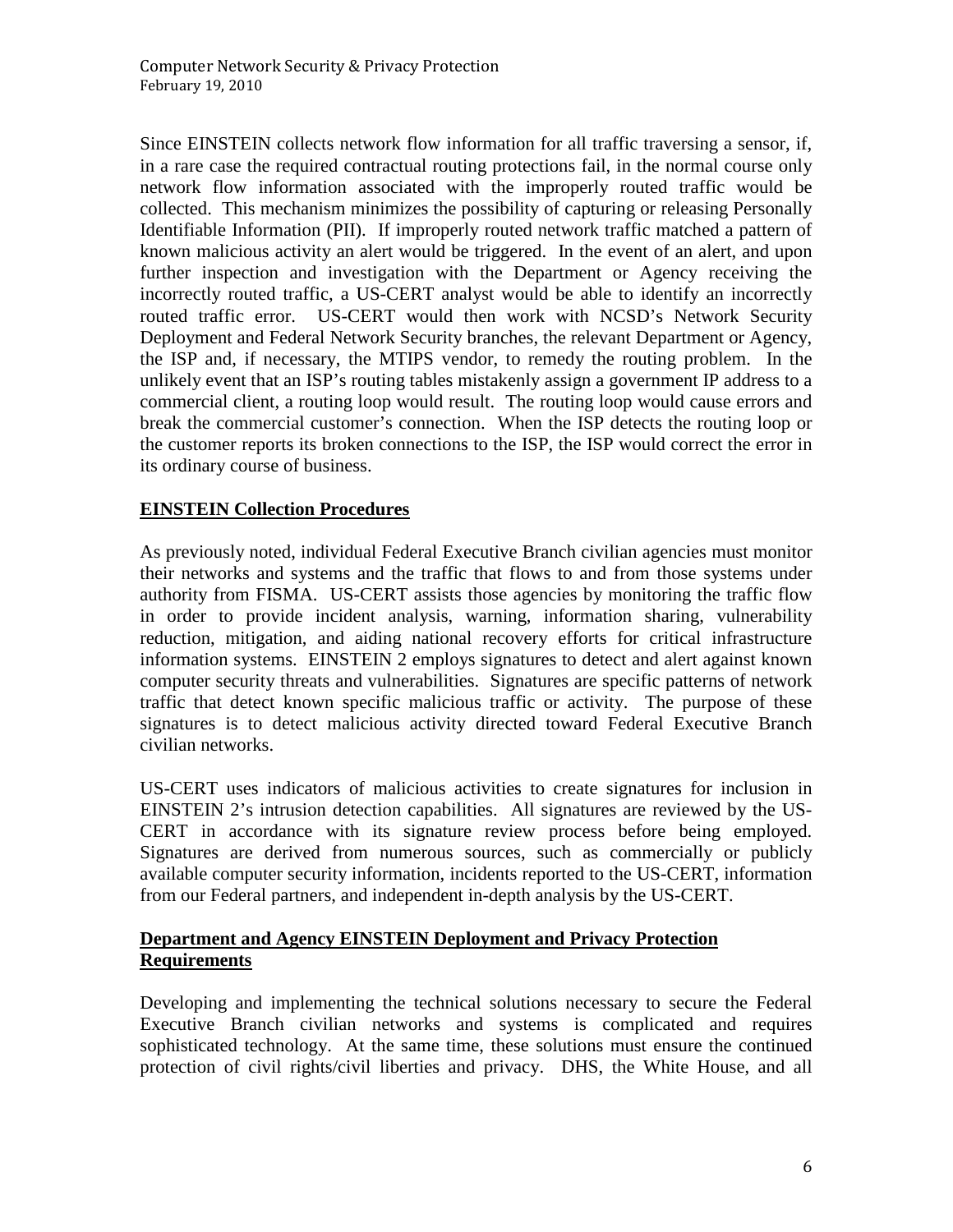Since EINSTEIN collects network flow information for all traffic traversing a sensor, if, in a rare case the required contractual routing protections fail, in the normal course only network flow information associated with the improperly routed traffic would be collected. This mechanism minimizes the possibility of capturing or releasing Personally Identifiable Information (PII). If improperly routed network traffic matched a pattern of known malicious activity an alert would be triggered. In the event of an alert, and upon further inspection and investigation with the Department or Agency receiving the incorrectly routed traffic, a US-CERT analyst would be able to identify an incorrectly routed traffic error. US-CERT would then work with NCSD's Network Security Deployment and Federal Network Security branches, the relevant Department or Agency, the ISP and, if necessary, the MTIPS vendor, to remedy the routing problem. In the unlikely event that an ISP's routing tables mistakenly assign a government IP address to a commercial client, a routing loop would result. The routing loop would cause errors and break the commercial customer's connection. When the ISP detects the routing loop or the customer reports its broken connections to the ISP, the ISP would correct the error in its ordinary course of business.

## EINSTEIN Collection Procedures

As previously noted, individual Federal Executive Branch civilian agencies must monitor their networks and systems and the traffic that flows to and from those systems under authority from FISMA. US-CERT assists those agencies by monitoring the traffic flow in order to provide incident analysis, warning, information sharing, vulnerability reduction, mitigation, and aiding national recovery efforts for critical infrastructure information systems. EINSTEIN 2 employs signatures to detect and alert against known computer security threats and vulnerabilities. Signatures are specific patterns of network traffic that detect known specific malicious traffic or activity. The purpose of these signatures is to detect malicious activity directed toward Federal Executive Branch civilian networks.

US-CERT uses indicators of malicious activities to create signatures for inclusion in EINSTEIN 2's intrusion detection capabilities. All signatures are reviewed by the US-CERT in accordance with its signature review process before being employed. Signatures are derived from numerous sources, such as commercially or publicly available computer security information, incidents reported to the US-CERT, information from our Federal partners, and independent in-depth analysis by the US-CERT.

## Department and Agency EINSTEIN Deployment and Privacy Protection Requirements

Developing and implementing the technical solutions necessary to secure the Federal Executive Branch civilian networks and systems is complicated and requires sophisticated technology. At the same time, these solutions must ensure the continued protection of civil rights/civil liberties and privacy. DHS, the White House, and all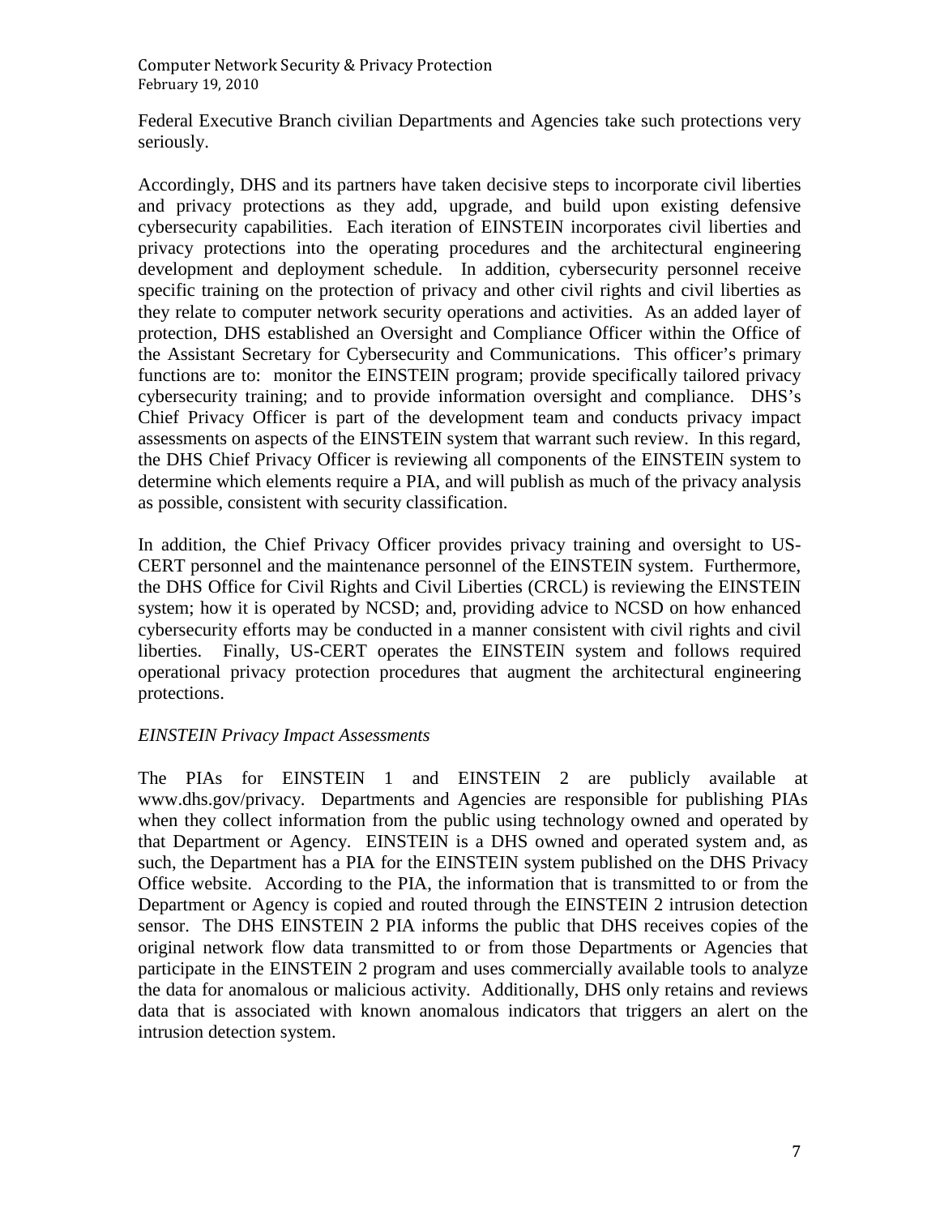Federal Executive Branch civilian Departments and Agencies take such protections very seriously.

Accordingly, DHS and its partners have taken decisive steps to incorporate civil liberties and privacy protections as they add, upgrade, and build upon existing defensive cybersecurity capabilities. Each iteration of EINSTEIN incorporates civil liberties and privacy protections into the operating procedures and the architectural engineering development and deployment schedule. In addition, cybersecurity personnel receive specific training on the protection of privacy and other civil rights and civil liberties as they relate to computer network security operations and activities. As an added layer of protection, DHS established an Oversight and Compliance Officer within the Office of the Assistant Secretary for Cybersecurity and Communications. This officer's primary functions are to: monitor the EINSTEIN program; provide specifically tailored privacy cybersecurity training; and to provide information oversight and compliance. DHS's Chief Privacy Officer is part of the development team and conducts privacy impact assessments on aspects of the EINSTEIN system that warrant such review. In this regard, the DHS Chief Privacy Officer is reviewing all components of the EINSTEIN system to determine which elements require a PIA, and will publish as much of the privacy analysis as possible, consistent with security classification.

In addition, the Chief Privacy Officer provides privacy training and oversight to US-CERT personnel and the maintenance personnel of the EINSTEIN system. Furthermore, the DHS Office for Civil Rights and Civil Liberties (CRCL) is reviewing the EINSTEIN system; how it is operated by NCSD; and, providing advice to NCSD on how enhanced cybersecurity efforts may be conducted in a manner consistent with civil rights and civil liberties. Finally, US-CERT operates the EINSTEIN system and follows required operational privacy protection procedures that augment the architectural engineering protections.

*EINSTEIN Privacy Impact Assessments*

The PIAs for EINSTEIN 1 and EINSTEIN 2 are publicly available at www.dhs.gov/privacy. Departments and Agencies are responsible for publishing PIAs when they collect information from the public using technology owned and operated by that Department or Agency. EINSTEIN is a DHS owned and operated system and, as such, the Department has a PIA for the EINSTEIN system published on the DHS Privacy Office website. According to the PIA, the information that is transmitted to or from the Department or Agency is copied and routed through the EINSTEIN 2 intrusion detection sensor. The DHS EINSTEIN 2 PIA informs the public that DHS receives copies of the original network flow data transmitted to or from those Departments or Agencies that participate in the EINSTEIN 2 program and uses commercially available tools to analyze the data for anomalous or malicious activity. Additionally, DHS only retains and reviews data that is associated with known anomalous indicators that triggers an alert on the intrusion detection system.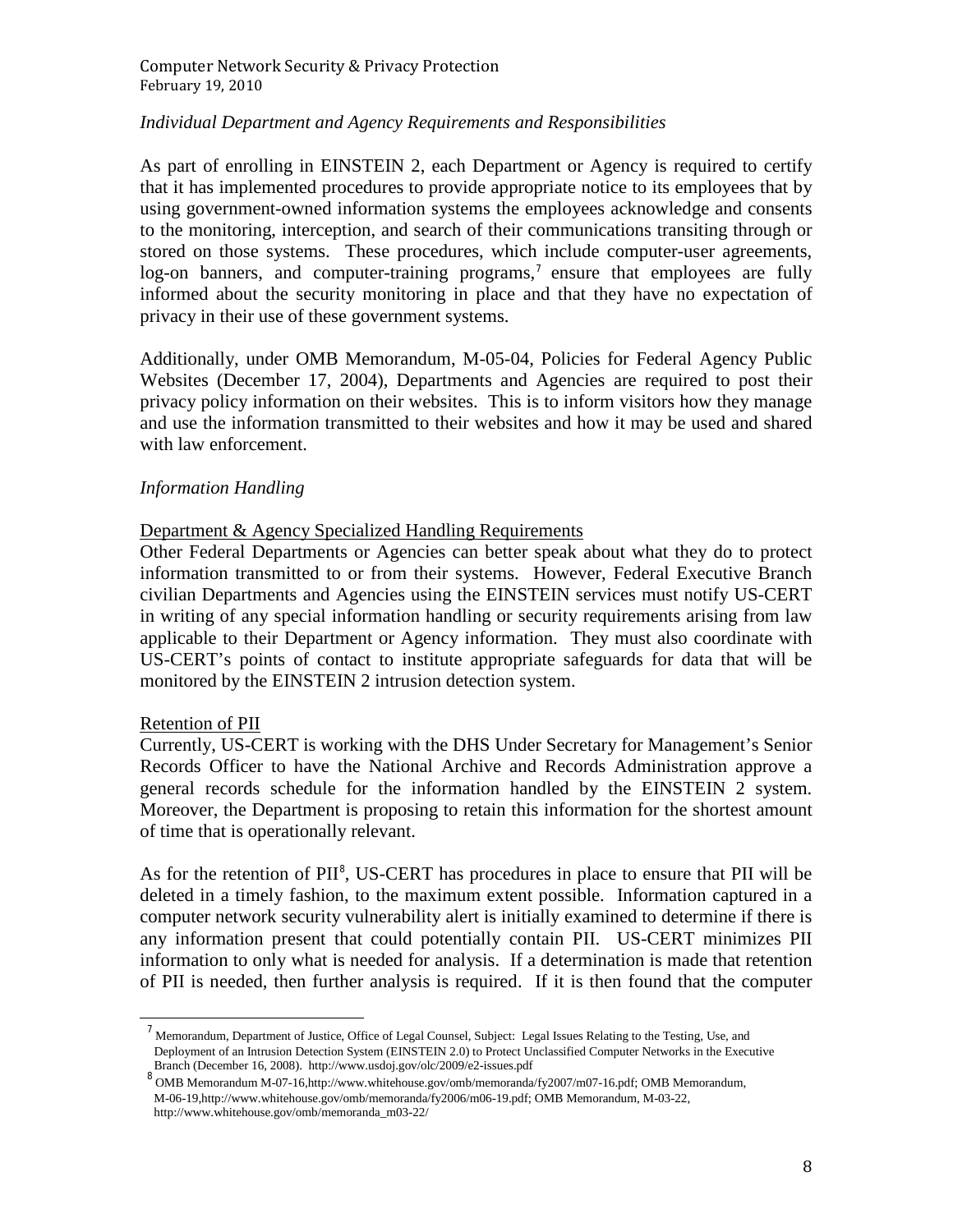*Individual Department and Agency Requirements and Responsibilities*

As part of enrolling in EINSTEIN 2, each Department or Agency is required to certify that it has implemented procedures to provide appropriate notice to its employees that by using government-owned information systems the employees acknowledge and consents to the monitoring, interception, and search of their communications transiting through or stored on those systems. These procedures, which include computer-user agreements, log-on banners, and computer-training programs,[7] ensure that employees are fully informed about the security monitoring in place and that they have no expectation of privacy in their use of these government systems.

Additionally, under OMB Memorandum, M-05-04, Policies for Federal Agency Public Websites (December 17, 2004), Departments and Agencies are required to post their privacy policy information on their websites. This is to inform visitors how they manage and use the information transmitted to their websites and how it may be used and shared with law enforcement.

*Information Handling*

Department & Agency Specialized Handling Requirements

Other Federal Departments or Agencies can better speak about what they do to protect information transmitted to or from their systems. However, Federal Executive Branch civilian Departments and Agencies using the EINSTEIN services must notify US-CERT in writing of any special information handling or security requirements arising from law applicable to their Department or Agency information. They must also coordinate with US-CERT's points of contact to institute appropriate safeguards for data that will be monitored by the EINSTEIN 2 intrusion detection system.

Retention of PII

Currently, US-CERT is working with the DHS Under Secretary for Management's Senior Records Officer to have the National Archive and Records Administration approve a general records schedule for the information handled by the EINSTEIN 2 system. Moreover, the Department is proposing to retain this information for the shortest amount of time that is operationally relevant.

As for the retention of PII[8], US-CERT has procedures in place to ensure that PII will be deleted in a timely fashion, to the maximum extent possible. Information captured in a computer network security vulnerability alert is initially examined to determine if there is any information present that could potentially contain PII. US-CERT minimizes PII information to only what is needed for analysis. If a determination is made that retention of PII is needed, then further analysis is required. If it is then found that the computer

---

[7] Memorandum, Department of Justice, Office of Legal Counsel, Subject: Legal Issues Relating to the Testing, Use, and Deployment of an Intrusion Detection System (EINSTEIN 2.0) to Protect Unclassified Computer Networks in the Executive Branch (December 16, 2008). http://www.usdoj.gov/olc/2009/e2-issues.pdf

[8] OMB Memorandum M-07-16,http://www.whitehouse.gov/omb/memoranda/fy2007/m07-16.pdf; OMB Memorandum, M-06-19,http://www.whitehouse.gov/omb/memoranda/fy2006/m06-19.pdf; OMB Memorandum, M-03-22, http://www.whitehouse.gov/omb/memoranda_m03-22/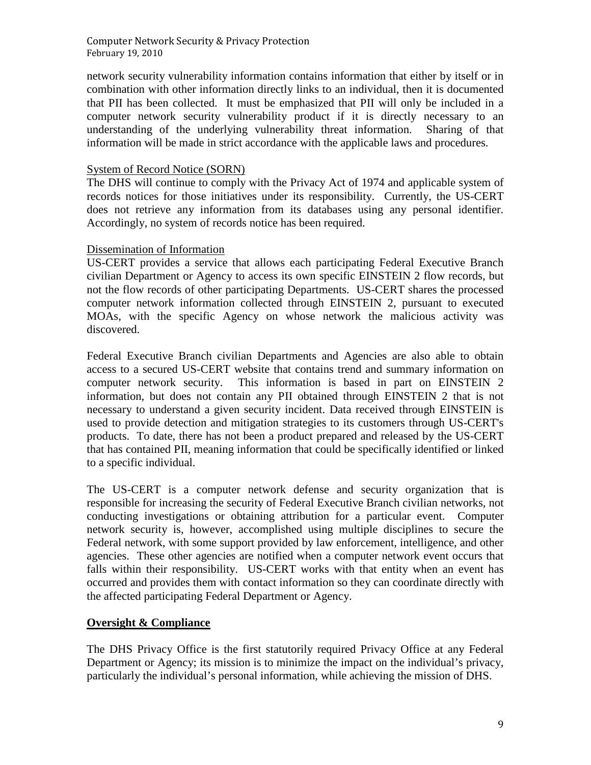network security vulnerability information contains information that either by itself or in combination with other information directly links to an individual, then it is documented that PII has been collected. It must be emphasized that PII will only be included in a computer network security vulnerability product if it is directly necessary to an understanding of the underlying vulnerability threat information. Sharing of that information will be made in strict accordance with the applicable laws and procedures.

System of Record Notice (SORN)

The DHS will continue to comply with the Privacy Act of 1974 and applicable system of records notices for those initiatives under its responsibility. Currently, the US-CERT does not retrieve any information from its databases using any personal identifier. Accordingly, no system of records notice has been required.

Dissemination of Information

US-CERT provides a service that allows each participating Federal Executive Branch civilian Department or Agency to access its own specific EINSTEIN 2 flow records, but not the flow records of other participating Departments. US-CERT shares the processed computer network information collected through EINSTEIN 2, pursuant to executed MOAs, with the specific Agency on whose network the malicious activity was discovered.

Federal Executive Branch civilian Departments and Agencies are also able to obtain access to a secured US-CERT website that contains trend and summary information on computer network security. This information is based in part on EINSTEIN 2 information, but does not contain any PII obtained through EINSTEIN 2 that is not necessary to understand a given security incident. Data received through EINSTEIN is used to provide detection and mitigation strategies to its customers through US-CERT's products. To date, there has not been a product prepared and released by the US-CERT that has contained PII, meaning information that could be specifically identified or linked to a specific individual.

The US-CERT is a computer network defense and security organization that is responsible for increasing the security of Federal Executive Branch civilian networks, not conducting investigations or obtaining attribution for a particular event. Computer network security is, however, accomplished using multiple disciplines to secure the Federal network, with some support provided by law enforcement, intelligence, and other agencies. These other agencies are notified when a computer network event occurs that falls within their responsibility. US-CERT works with that entity when an event has occurred and provides them with contact information so they can coordinate directly with the affected participating Federal Department or Agency.

## Oversight & Compliance

The DHS Privacy Office is the first statutorily required Privacy Office at any Federal Department or Agency; its mission is to minimize the impact on the individual's privacy, particularly the individual's personal information, while achieving the mission of DHS.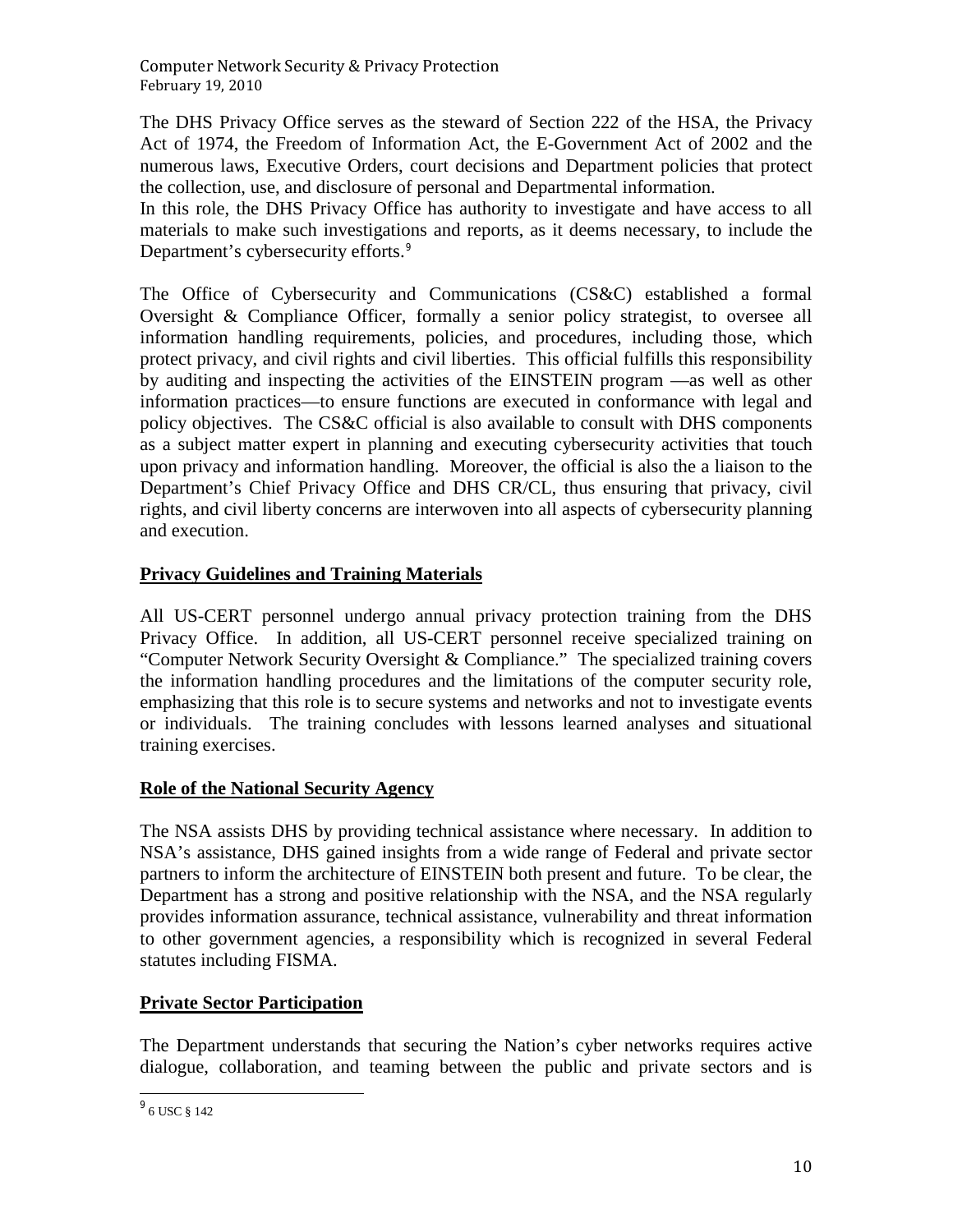The DHS Privacy Office serves as the steward of Section 222 of the HSA, the Privacy Act of 1974, the Freedom of Information Act, the E-Government Act of 2002 and the numerous laws, Executive Orders, court decisions and Department policies that protect the collection, use, and disclosure of personal and Departmental information.
In this role, the DHS Privacy Office has authority to investigate and have access to all materials to make such investigations and reports, as it deems necessary, to include the Department's cybersecurity efforts.[9]

The Office of Cybersecurity and Communications (CS&C) established a formal Oversight & Compliance Officer, formally a senior policy strategist, to oversee all information handling requirements, policies, and procedures, including those, which protect privacy, and civil rights and civil liberties. This official fulfills this responsibility by auditing and inspecting the activities of the EINSTEIN program —as well as other information practices—to ensure functions are executed in conformance with legal and policy objectives. The CS&C official is also available to consult with DHS components as a subject matter expert in planning and executing cybersecurity activities that touch upon privacy and information handling. Moreover, the official is also the a liaison to the Department's Chief Privacy Office and DHS CR/CL, thus ensuring that privacy, civil rights, and civil liberty concerns are interwoven into all aspects of cybersecurity planning and execution.

## Privacy Guidelines and Training Materials

All US-CERT personnel undergo annual privacy protection training from the DHS Privacy Office. In addition, all US-CERT personnel receive specialized training on "Computer Network Security Oversight & Compliance." The specialized training covers the information handling procedures and the limitations of the computer security role, emphasizing that this role is to secure systems and networks and not to investigate events or individuals. The training concludes with lessons learned analyses and situational training exercises.

## Role of the National Security Agency

The NSA assists DHS by providing technical assistance where necessary. In addition to NSA's assistance, DHS gained insights from a wide range of Federal and private sector partners to inform the architecture of EINSTEIN both present and future. To be clear, the Department has a strong and positive relationship with the NSA, and the NSA regularly provides information assurance, technical assistance, vulnerability and threat information to other government agencies, a responsibility which is recognized in several Federal statutes including FISMA.

## Private Sector Participation

The Department understands that securing the Nation's cyber networks requires active dialogue, collaboration, and teaming between the public and private sectors and is

---

[9] 6 USC § 142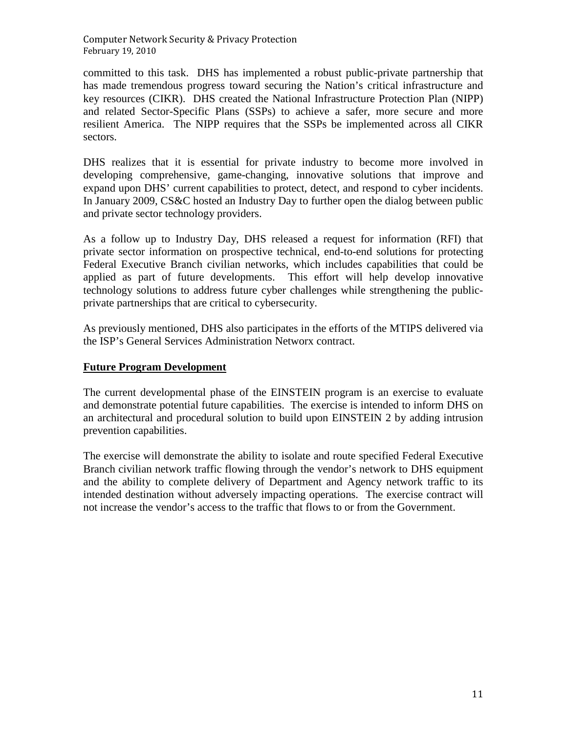committed to this task. DHS has implemented a robust public-private partnership that has made tremendous progress toward securing the Nation's critical infrastructure and key resources (CIKR). DHS created the National Infrastructure Protection Plan (NIPP) and related Sector-Specific Plans (SSPs) to achieve a safer, more secure and more resilient America. The NIPP requires that the SSPs be implemented across all CIKR sectors.

DHS realizes that it is essential for private industry to become more involved in developing comprehensive, game-changing, innovative solutions that improve and expand upon DHS' current capabilities to protect, detect, and respond to cyber incidents. In January 2009, CS&C hosted an Industry Day to further open the dialog between public and private sector technology providers.

As a follow up to Industry Day, DHS released a request for information (RFI) that private sector information on prospective technical, end-to-end solutions for protecting Federal Executive Branch civilian networks, which includes capabilities that could be applied as part of future developments. This effort will help develop innovative technology solutions to address future cyber challenges while strengthening the public-private partnerships that are critical to cybersecurity.

As previously mentioned, DHS also participates in the efforts of the MTIPS delivered via the ISP's General Services Administration Networx contract.

## Future Program Development

The current developmental phase of the EINSTEIN program is an exercise to evaluate and demonstrate potential future capabilities. The exercise is intended to inform DHS on an architectural and procedural solution to build upon EINSTEIN 2 by adding intrusion prevention capabilities.

The exercise will demonstrate the ability to isolate and route specified Federal Executive Branch civilian network traffic flowing through the vendor's network to DHS equipment and the ability to complete delivery of Department and Agency network traffic to its intended destination without adversely impacting operations. The exercise contract will not increase the vendor's access to the traffic that flows to or from the Government.